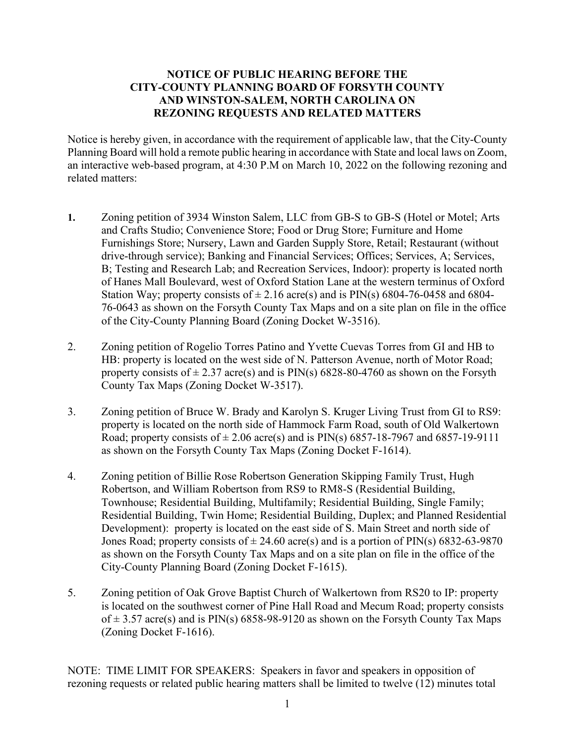# NOTICE OF PUBLIC HEARING BEFORE THE CITY-COUNTY PLANNING BOARD OF FORSYTH COUNTY AND WINSTON-SALEM, NORTH CAROLINA ON REZONING REQUESTS AND RELATED MATTERS

Notice is hereby given, in accordance with the requirement of applicable law, that the City-County Planning Board will hold a remote public hearing in accordance with State and local laws on Zoom, an interactive web-based program, at 4:30 P.M on March 10, 2022 on the following rezoning and related matters:

1. Zoning petition of 3934 Winston Salem, LLC from GB-S to GB-S (Hotel or Motel; Arts and Crafts Studio; Convenience Store; Food or Drug Store; Furniture and Home Furnishings Store; Nursery, Lawn and Garden Supply Store, Retail; Restaurant (without drive-through service); Banking and Financial Services; Offices; Services, A; Services, B; Testing and Research Lab; and Recreation Services, Indoor): property is located north of Hanes Mall Boulevard, west of Oxford Station Lane at the western terminus of Oxford Station Way; property consists of ± 2.16 acre(s) and is PIN(s) 6804-76-0458 and 6804-76-0643 as shown on the Forsyth County Tax Maps and on a site plan on file in the office of the City-County Planning Board (Zoning Docket W-3516).

2. Zoning petition of Rogelio Torres Patino and Yvette Cuevas Torres from GI and HB to HB: property is located on the west side of N. Patterson Avenue, north of Motor Road; property consists of ± 2.37 acre(s) and is PIN(s) 6828-80-4760 as shown on the Forsyth County Tax Maps (Zoning Docket W-3517).

3. Zoning petition of Bruce W. Brady and Karolyn S. Kruger Living Trust from GI to RS9: property is located on the north side of Hammock Farm Road, south of Old Walkertown Road; property consists of ± 2.06 acre(s) and is PIN(s) 6857-18-7967 and 6857-19-9111 as shown on the Forsyth County Tax Maps (Zoning Docket F-1614).

4. Zoning petition of Billie Rose Robertson Generation Skipping Family Trust, Hugh Robertson, and William Robertson from RS9 to RM8-S (Residential Building, Townhouse; Residential Building, Multifamily; Residential Building, Single Family; Residential Building, Twin Home; Residential Building, Duplex; and Planned Residential Development): property is located on the east side of S. Main Street and north side of Jones Road; property consists of ± 24.60 acre(s) and is a portion of PIN(s) 6832-63-9870 as shown on the Forsyth County Tax Maps and on a site plan on file in the office of the City-County Planning Board (Zoning Docket F-1615).

5. Zoning petition of Oak Grove Baptist Church of Walkertown from RS20 to IP: property is located on the southwest corner of Pine Hall Road and Mecum Road; property consists of ± 3.57 acre(s) and is PIN(s) 6858-98-9120 as shown on the Forsyth County Tax Maps (Zoning Docket F-1616).

NOTE: TIME LIMIT FOR SPEAKERS: Speakers in favor and speakers in opposition of rezoning requests or related public hearing matters shall be limited to twelve (12) minutes total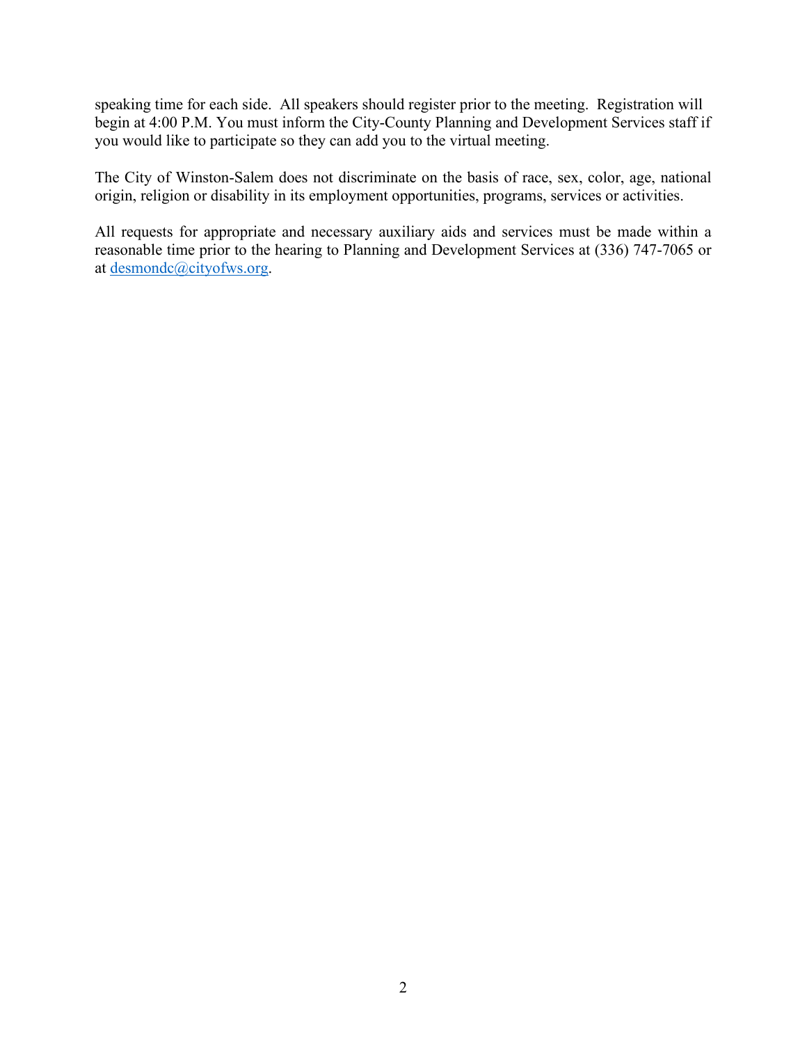speaking time for each side. All speakers should register prior to the meeting. Registration will begin at 4:00 P.M. You must inform the City-County Planning and Development Services staff if you would like to participate so they can add you to the virtual meeting.

The City of Winston-Salem does not discriminate on the basis of race, sex, color, age, national origin, religion or disability in its employment opportunities, programs, services or activities.

All requests for appropriate and necessary auxiliary aids and services must be made within a reasonable time prior to the hearing to Planning and Development Services at (336) 747-7065 or at desmondc@cityofws.org.